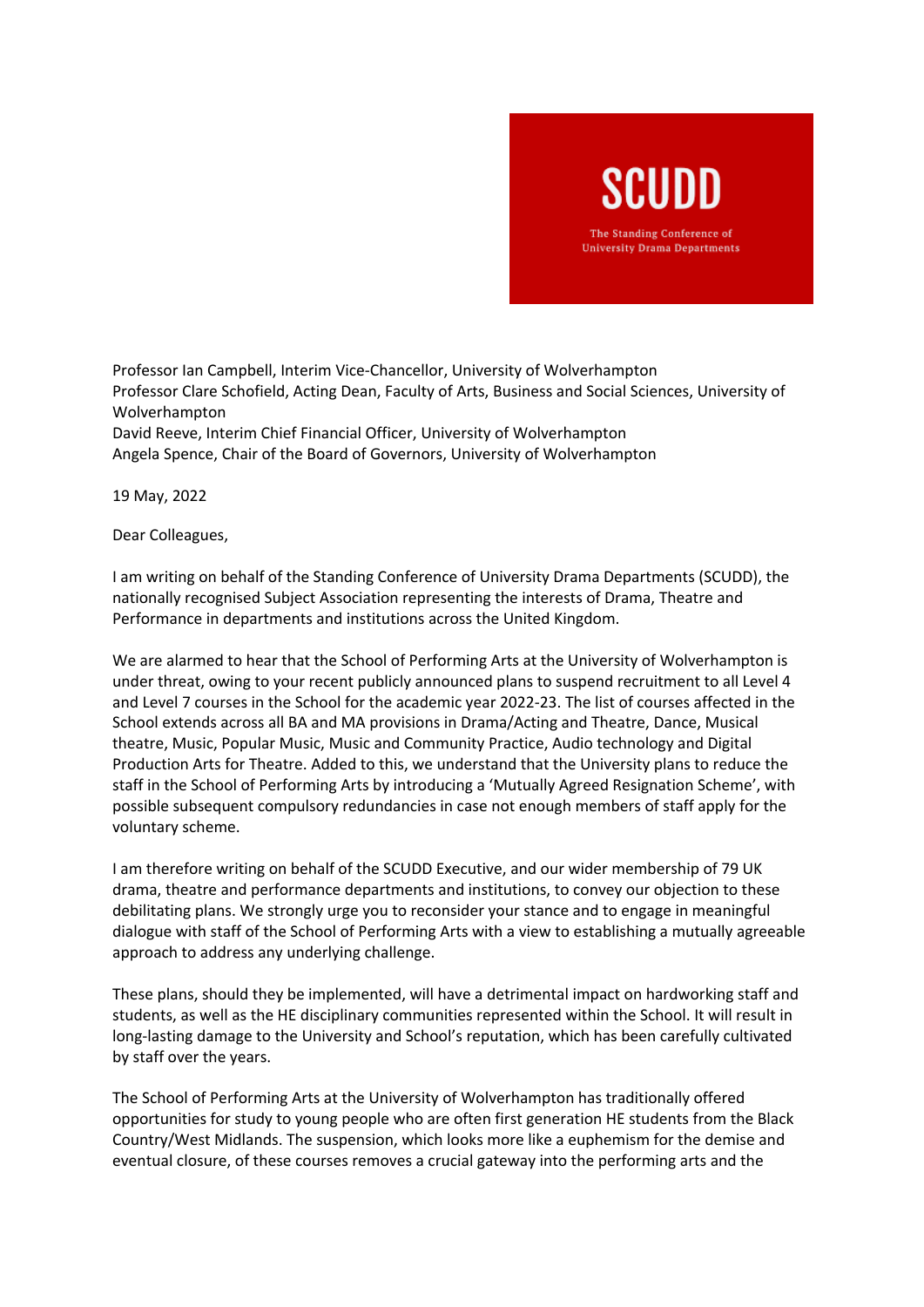SCUDD

The Standing Conference of University Drama Departments

Professor Ian Campbell, Interim Vice-Chancellor, University of Wolverhampton
Professor Clare Schofield, Acting Dean, Faculty of Arts, Business and Social Sciences, University of Wolverhampton
David Reeve, Interim Chief Financial Officer, University of Wolverhampton
Angela Spence, Chair of the Board of Governors, University of Wolverhampton

19 May, 2022

Dear Colleagues,

I am writing on behalf of the Standing Conference of University Drama Departments (SCUDD), the nationally recognised Subject Association representing the interests of Drama, Theatre and Performance in departments and institutions across the United Kingdom.

We are alarmed to hear that the School of Performing Arts at the University of Wolverhampton is under threat, owing to your recent publicly announced plans to suspend recruitment to all Level 4 and Level 7 courses in the School for the academic year 2022-23. The list of courses affected in the School extends across all BA and MA provisions in Drama/Acting and Theatre, Dance, Musical theatre, Music, Popular Music, Music and Community Practice, Audio technology and Digital Production Arts for Theatre. Added to this, we understand that the University plans to reduce the staff in the School of Performing Arts by introducing a 'Mutually Agreed Resignation Scheme', with possible subsequent compulsory redundancies in case not enough members of staff apply for the voluntary scheme.

I am therefore writing on behalf of the SCUDD Executive, and our wider membership of 79 UK drama, theatre and performance departments and institutions, to convey our objection to these debilitating plans. We strongly urge you to reconsider your stance and to engage in meaningful dialogue with staff of the School of Performing Arts with a view to establishing a mutually agreeable approach to address any underlying challenge.

These plans, should they be implemented, will have a detrimental impact on hardworking staff and students, as well as the HE disciplinary communities represented within the School. It will result in long-lasting damage to the University and School's reputation, which has been carefully cultivated by staff over the years.

The School of Performing Arts at the University of Wolverhampton has traditionally offered opportunities for study to young people who are often first generation HE students from the Black Country/West Midlands. The suspension, which looks more like a euphemism for the demise and eventual closure, of these courses removes a crucial gateway into the performing arts and the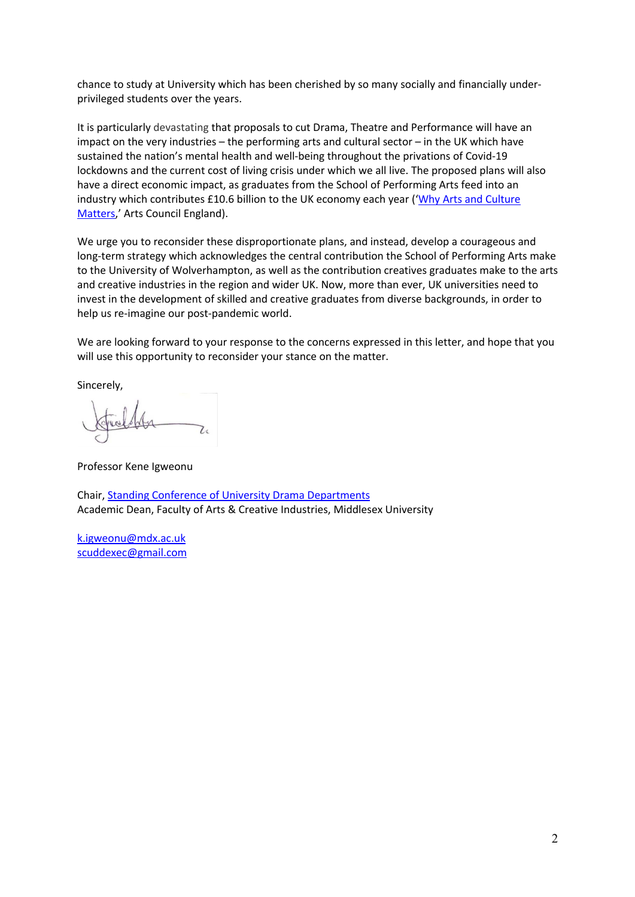chance to study at University which has been cherished by so many socially and financially under-privileged students over the years.

It is particularly devastating that proposals to cut Drama, Theatre and Performance will have an impact on the very industries – the performing arts and cultural sector – in the UK which have sustained the nation's mental health and well-being throughout the privations of Covid-19 lockdowns and the current cost of living crisis under which we all live. The proposed plans will also have a direct economic impact, as graduates from the School of Performing Arts feed into an industry which contributes £10.6 billion to the UK economy each year ('Why Arts and Culture Matters,' Arts Council England).

We urge you to reconsider these disproportionate plans, and instead, develop a courageous and long-term strategy which acknowledges the central contribution the School of Performing Arts make to the University of Wolverhampton, as well as the contribution creatives graduates make to the arts and creative industries in the region and wider UK. Now, more than ever, UK universities need to invest in the development of skilled and creative graduates from diverse backgrounds, in order to help us re-imagine our post-pandemic world.

We are looking forward to your response to the concerns expressed in this letter, and hope that you will use this opportunity to reconsider your stance on the matter.

Sincerely,

Professor Kene Igweonu

Chair, Standing Conference of University Drama Departments
Academic Dean, Faculty of Arts & Creative Industries, Middlesex University

k.igweonu@mdx.ac.uk
scuddexec@gmail.com